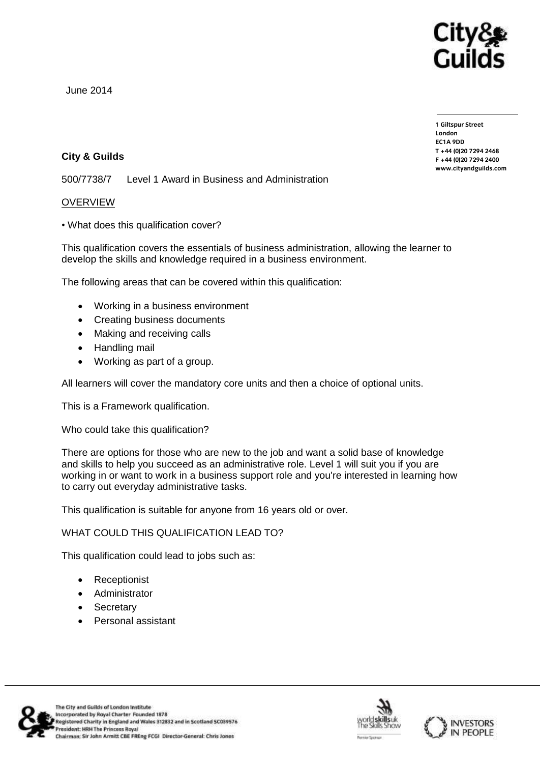June 2014

1 Giltspur Street
London
EC1A 9DD
T +44 (0)20 7294 2468
F +44 (0)20 7294 2400
www.cityandguilds.com

**City & Guilds**

500/7738/7 Level 1 Award in Business and Administration

OVERVIEW

• What does this qualification cover?

This qualification covers the essentials of business administration, allowing the learner to develop the skills and knowledge required in a business environment.

The following areas that can be covered within this qualification:

- Working in a business environment
- Creating business documents
- Making and receiving calls
- Handling mail
- Working as part of a group.

All learners will cover the mandatory core units and then a choice of optional units.

This is a Framework qualification.

Who could take this qualification?

There are options for those who are new to the job and want a solid base of knowledge and skills to help you succeed as an administrative role. Level 1 will suit you if you are working in or want to work in a business support role and you're interested in learning how to carry out everyday administrative tasks.

This qualification is suitable for anyone from 16 years old or over.

WHAT COULD THIS QUALIFICATION LEAD TO?

This qualification could lead to jobs such as:

- Receptionist
- Administrator
- Secretary
- Personal assistant

The City and Guilds of London Institute
Incorporated by Royal Charter Founded 1878
Registered Charity in England and Wales 312832 and in Scotland SC039576
President: HRH The Princess Royal
Chairman: Sir John Armitt CBE FREng FCGI Director-General: Chris Jones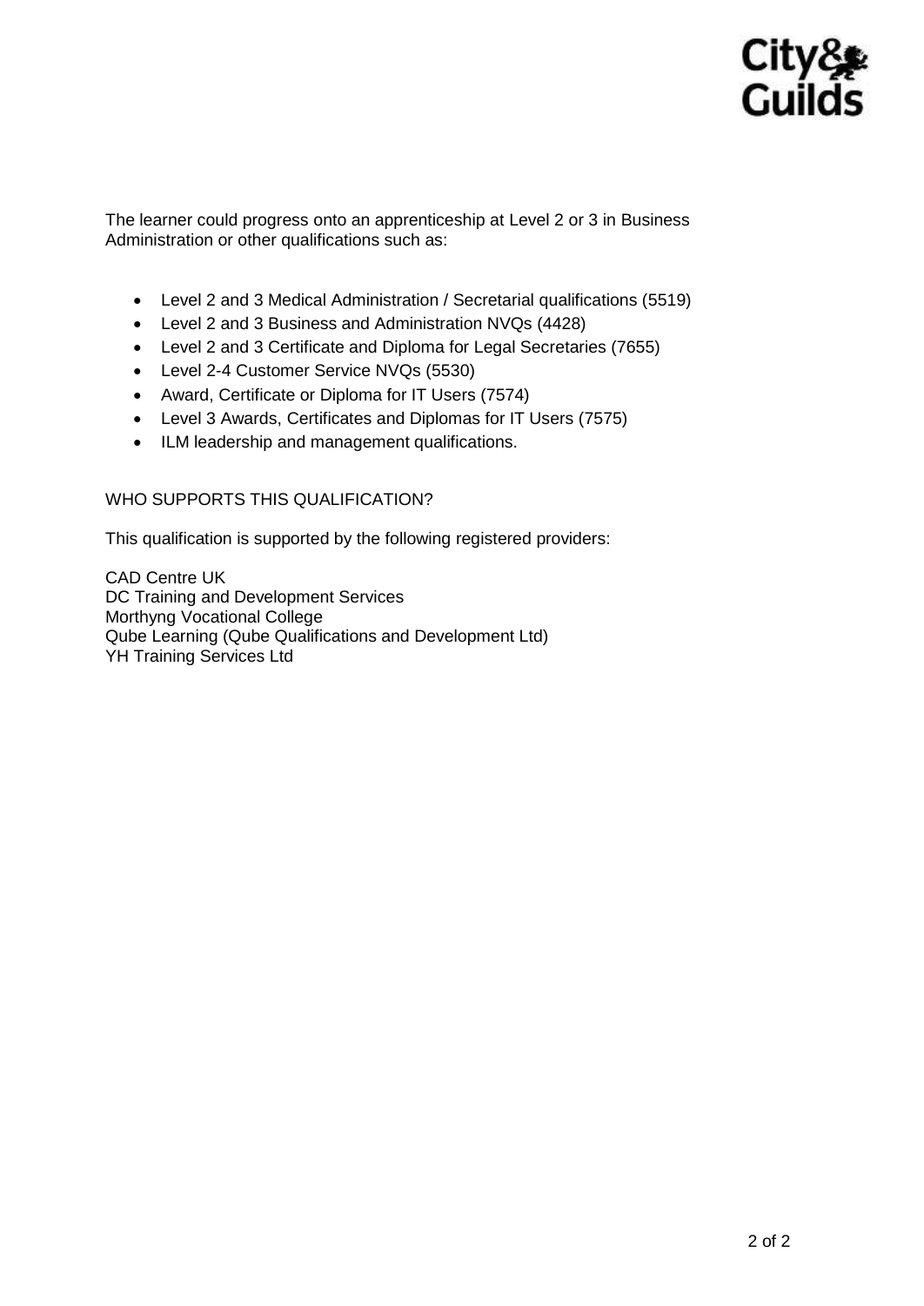The learner could progress onto an apprenticeship at Level 2 or 3 in Business Administration or other qualifications such as:

- Level 2 and 3 Medical Administration / Secretarial qualifications (5519)
- Level 2 and 3 Business and Administration NVQs (4428)
- Level 2 and 3 Certificate and Diploma for Legal Secretaries (7655)
- Level 2-4 Customer Service NVQs (5530)
- Award, Certificate or Diploma for IT Users (7574)
- Level 3 Awards, Certificates and Diplomas for IT Users (7575)
- ILM leadership and management qualifications.

## WHO SUPPORTS THIS QUALIFICATION?

This qualification is supported by the following registered providers:

CAD Centre UK
DC Training and Development Services
Morthyng Vocational College
Qube Learning (Qube Qualifications and Development Ltd)
YH Training Services Ltd